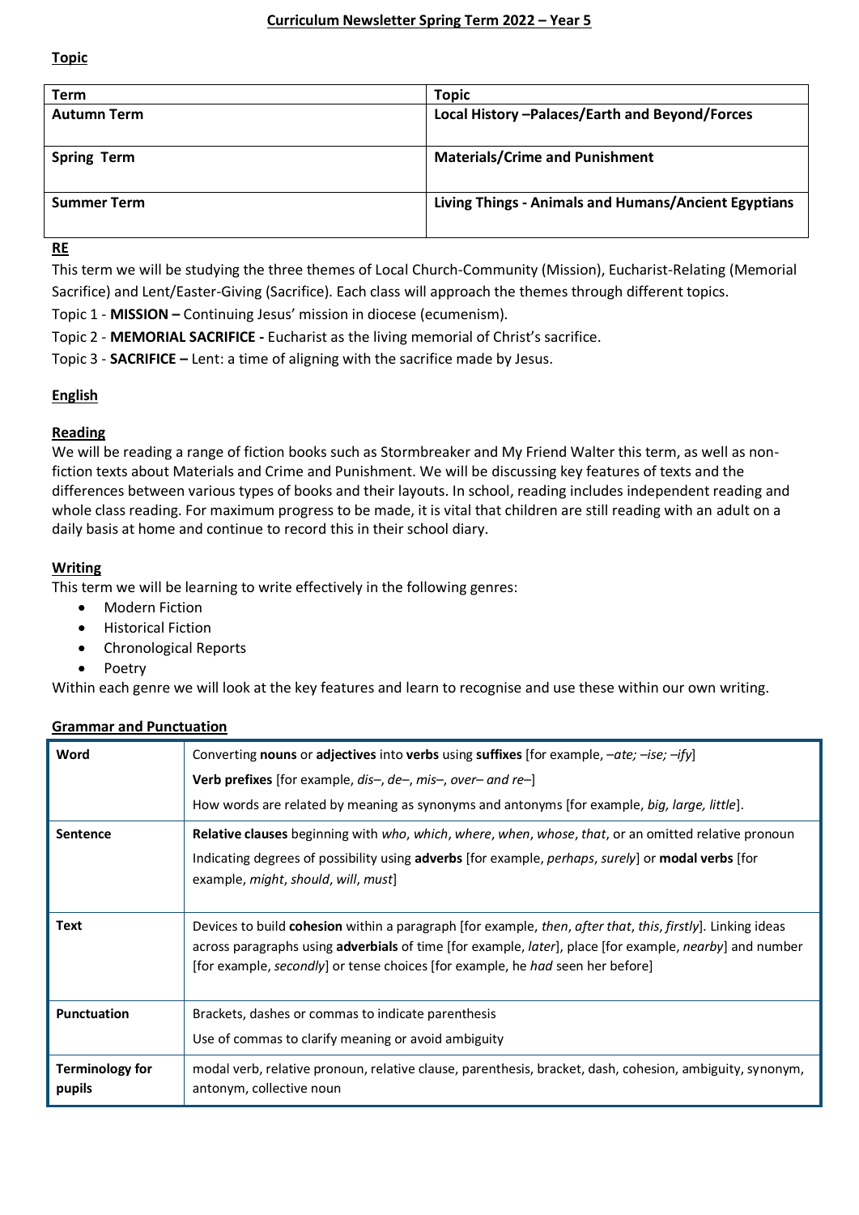# Curriculum Newsletter Spring Term 2022 – Year 5

## Topic

| Term | Topic |
| --- | --- |
| Autumn Term | Local History –Palaces/Earth and Beyond/Forces |
| Spring Term | Materials/Crime and Punishment |
| Summer Term | Living Things - Animals and Humans/Ancient Egyptians |

## RE

This term we will be studying the three themes of Local Church-Community (Mission), Eucharist-Relating (Memorial Sacrifice) and Lent/Easter-Giving (Sacrifice). Each class will approach the themes through different topics.

Topic 1 - **MISSION –** Continuing Jesus' mission in diocese (ecumenism).

Topic 2 - **MEMORIAL SACRIFICE -** Eucharist as the living memorial of Christ's sacrifice.

Topic 3 - **SACRIFICE –** Lent: a time of aligning with the sacrifice made by Jesus.

## English

### Reading

We will be reading a range of fiction books such as Stormbreaker and My Friend Walter this term, as well as non-fiction texts about Materials and Crime and Punishment. We will be discussing key features of texts and the differences between various types of books and their layouts. In school, reading includes independent reading and whole class reading. For maximum progress to be made, it is vital that children are still reading with an adult on a daily basis at home and continue to record this in their school diary.

### Writing

This term we will be learning to write effectively in the following genres:

- Modern Fiction
- Historical Fiction
- Chronological Reports
- Poetry

Within each genre we will look at the key features and learn to recognise and use these within our own writing.

### Grammar and Punctuation

| | |
| --- | --- |
| **Word** | Converting **nouns** or **adjectives** into **verbs** using **suffixes** [for example, *–ate; –ise; –ify*]<br>**Verb prefixes** [for example, *dis–, de–, mis–, over– and re–*]<br>How words are related by meaning as synonyms and antonyms [for example, *big, large, little*]. |
| **Sentence** | **Relative clauses** beginning with *who*, *which*, *where*, *when*, *whose*, *that*, or an omitted relative pronoun<br>Indicating degrees of possibility using **adverbs** [for example, *perhaps*, *surely*] or **modal verbs** [for example, *might*, *should*, *will*, *must*] |
| **Text** | Devices to build **cohesion** within a paragraph [for example, *then*, *after that*, *this*, *firstly*]. Linking ideas across paragraphs using **adverbials** of time [for example, *later*], place [for example, *nearby*] and number [for example, *secondly*] or tense choices [for example, he *had* seen her before] |
| **Punctuation** | Brackets, dashes or commas to indicate parenthesis<br>Use of commas to clarify meaning or avoid ambiguity |
| **Terminology for pupils** | modal verb, relative pronoun, relative clause, parenthesis, bracket, dash, cohesion, ambiguity, synonym, antonym, collective noun |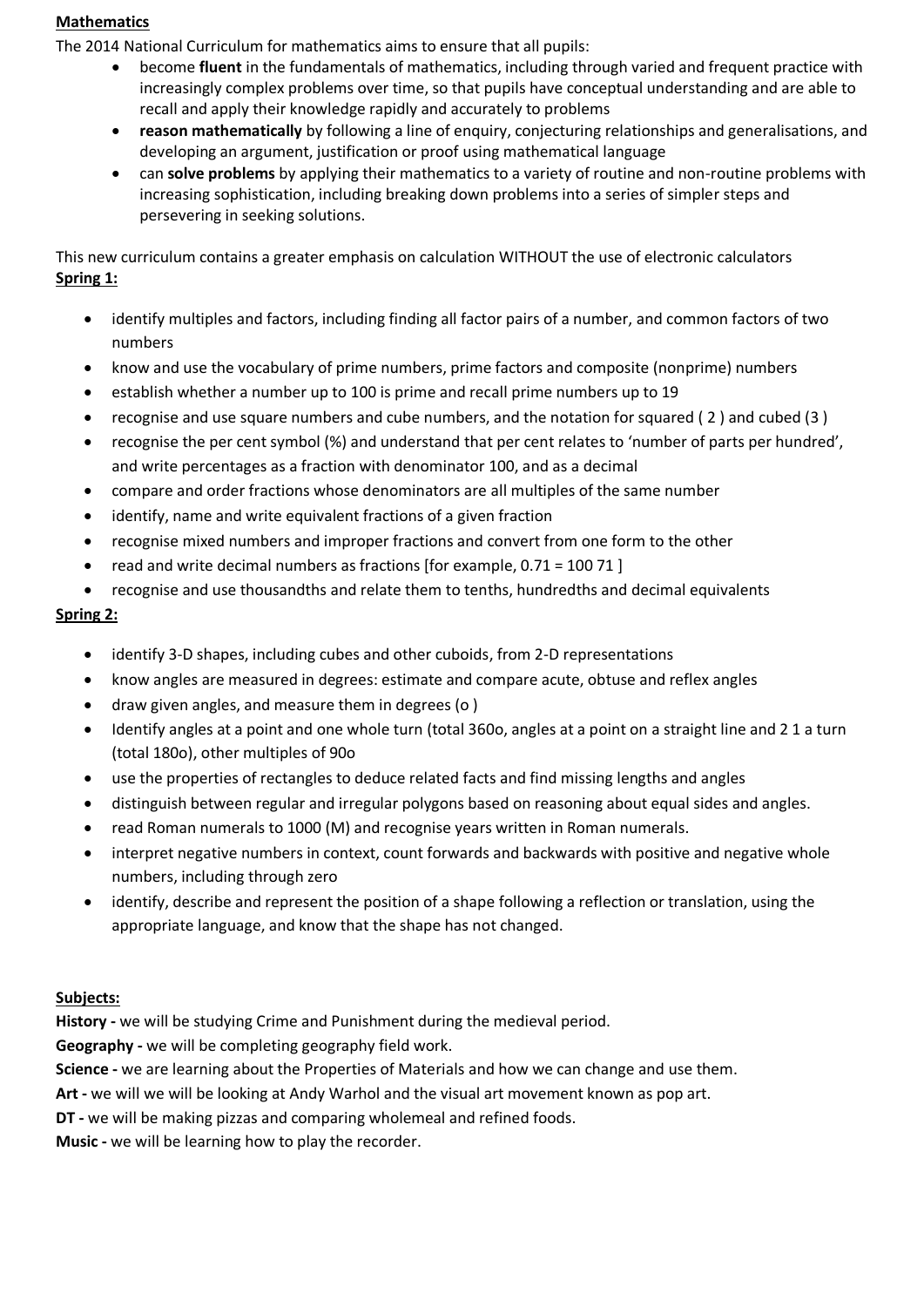**Mathematics**

The 2014 National Curriculum for mathematics aims to ensure that all pupils:

- become **fluent** in the fundamentals of mathematics, including through varied and frequent practice with increasingly complex problems over time, so that pupils have conceptual understanding and are able to recall and apply their knowledge rapidly and accurately to problems
- **reason mathematically** by following a line of enquiry, conjecturing relationships and generalisations, and developing an argument, justification or proof using mathematical language
- can **solve problems** by applying their mathematics to a variety of routine and non-routine problems with increasing sophistication, including breaking down problems into a series of simpler steps and persevering in seeking solutions.

This new curriculum contains a greater emphasis on calculation WITHOUT the use of electronic calculators

**Spring 1:**

- identify multiples and factors, including finding all factor pairs of a number, and common factors of two numbers
- know and use the vocabulary of prime numbers, prime factors and composite (nonprime) numbers
- establish whether a number up to 100 is prime and recall prime numbers up to 19
- recognise and use square numbers and cube numbers, and the notation for squared ( 2 ) and cubed (3 )
- recognise the per cent symbol (%) and understand that per cent relates to 'number of parts per hundred', and write percentages as a fraction with denominator 100, and as a decimal
- compare and order fractions whose denominators are all multiples of the same number
- identify, name and write equivalent fractions of a given fraction
- recognise mixed numbers and improper fractions and convert from one form to the other
- read and write decimal numbers as fractions [for example, 0.71 = 100 71 ]
- recognise and use thousandths and relate them to tenths, hundredths and decimal equivalents

**Spring 2:**

- identify 3-D shapes, including cubes and other cuboids, from 2-D representations
- know angles are measured in degrees: estimate and compare acute, obtuse and reflex angles
- draw given angles, and measure them in degrees (o )
- Identify angles at a point and one whole turn (total 360o, angles at a point on a straight line and 2 1 a turn (total 180o), other multiples of 90o
- use the properties of rectangles to deduce related facts and find missing lengths and angles
- distinguish between regular and irregular polygons based on reasoning about equal sides and angles.
- read Roman numerals to 1000 (M) and recognise years written in Roman numerals.
- interpret negative numbers in context, count forwards and backwards with positive and negative whole numbers, including through zero
- identify, describe and represent the position of a shape following a reflection or translation, using the appropriate language, and know that the shape has not changed.

**Subjects:**

**History -** we will be studying Crime and Punishment during the medieval period.

**Geography -** we will be completing geography field work.

**Science -** we are learning about the Properties of Materials and how we can change and use them.

**Art -** we will we will be looking at Andy Warhol and the visual art movement known as pop art.

**DT -** we will be making pizzas and comparing wholemeal and refined foods.

**Music -** we will be learning how to play the recorder.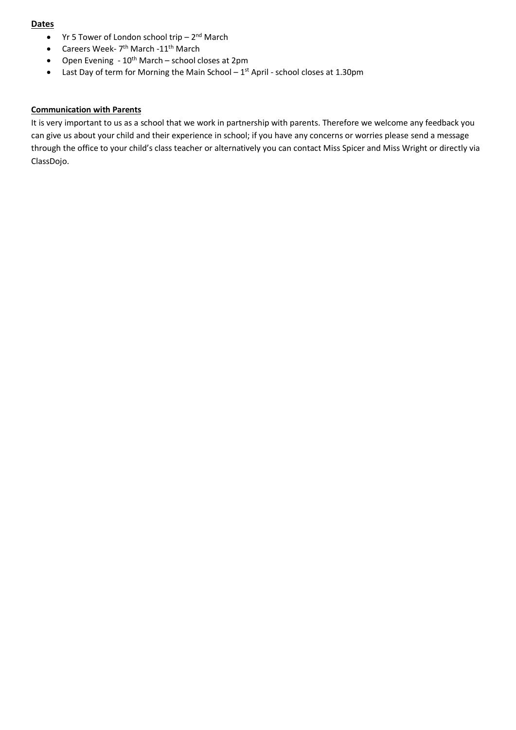**Dates**

- Yr 5 Tower of London school trip – 2nd March
- Careers Week- 7th March -11th March
- Open Evening - 10th March – school closes at 2pm
- Last Day of term for Morning the Main School – 1st April - school closes at 1.30pm

**Communication with Parents**

It is very important to us as a school that we work in partnership with parents. Therefore we welcome any feedback you can give us about your child and their experience in school; if you have any concerns or worries please send a message through the office to your child's class teacher or alternatively you can contact Miss Spicer and Miss Wright or directly via ClassDojo.